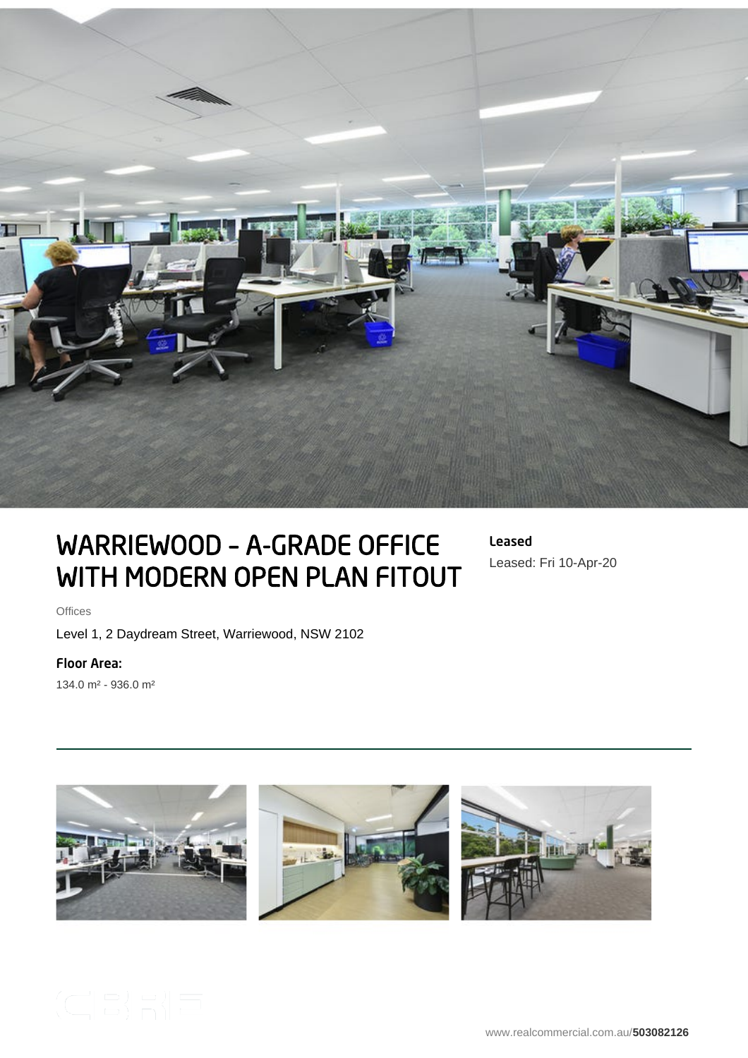# WARRIEWOOD - A-GRADE OFFICE WITH MODERN OPEN PLAN FITOUT

**Leased**

Leased: Fri 10-Apr-20

Offices

Level 1, 2 Daydream Street, Warriewood, NSW 2102

**Floor Area:**

134.0 m² - 936.0 m²

www.realcommercial.com.au/**503082126**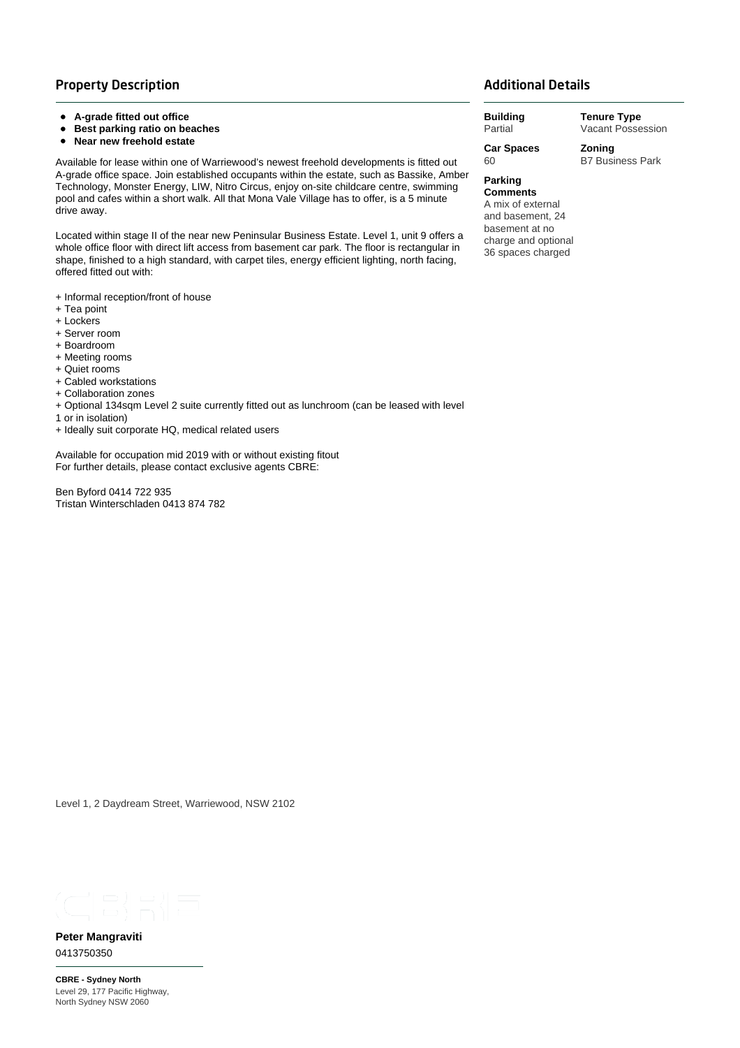## Property Description

- **A-grade fitted out office**
- **Best parking ratio on beaches**
- **Near new freehold estate**

Available for lease within one of Warriewood's newest freehold developments is fitted out A-grade office space. Join established occupants within the estate, such as Bassike, Amber Technology, Monster Energy, LIW, Nitro Circus, enjoy on-site childcare centre, swimming pool and cafes within a short walk. All that Mona Vale Village has to offer, is a 5 minute drive away.

Located within stage II of the near new Peninsular Business Estate. Level 1, unit 9 offers a whole office floor with direct lift access from basement car park. The floor is rectangular in shape, finished to a high standard, with carpet tiles, energy efficient lighting, north facing, offered fitted out with:

+ Informal reception/front of house
+ Tea point
+ Lockers
+ Server room
+ Boardroom
+ Meeting rooms
+ Quiet rooms
+ Cabled workstations
+ Collaboration zones
+ Optional 134sqm Level 2 suite currently fitted out as lunchroom (can be leased with level 1 or in isolation)
+ Ideally suit corporate HQ, medical related users

Available for occupation mid 2019 with or without existing fitout
For further details, please contact exclusive agents CBRE:

Ben Byford 0414 722 935
Tristan Winterschladen 0413 874 782

## Additional Details

**Building**
Partial

**Tenure Type**
Vacant Possession

**Car Spaces**
60

**Zoning**
B7 Business Park

**Parking Comments**
A mix of external and basement, 24 basement at no charge and optional 36 spaces charged

Level 1, 2 Daydream Street, Warriewood, NSW 2102

**Peter Mangraviti**
0413750350

**CBRE - Sydney North**
Level 29, 177 Pacific Highway,
North Sydney NSW 2060